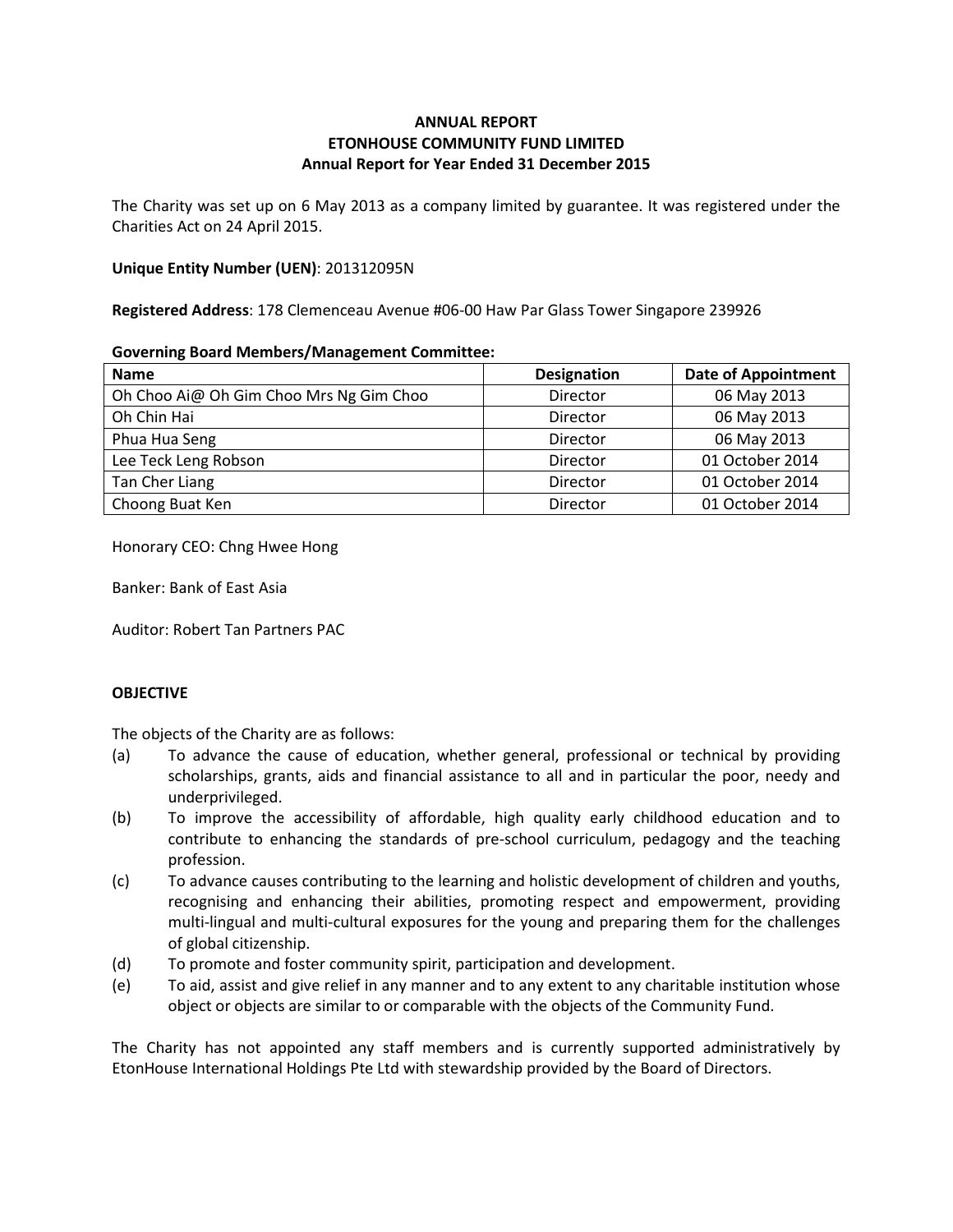# ANNUAL REPORT
# ETONHOUSE COMMUNITY FUND LIMITED
## Annual Report for Year Ended 31 December 2015

The Charity was set up on 6 May 2013 as a company limited by guarantee. It was registered under the Charities Act on 24 April 2015.

**Unique Entity Number (UEN)**: 201312095N

**Registered Address**: 178 Clemenceau Avenue #06-00 Haw Par Glass Tower Singapore 239926

**Governing Board Members/Management Committee:**

| Name | Designation | Date of Appointment |
|---|---|---|
| Oh Choo Ai@ Oh Gim Choo Mrs Ng Gim Choo | Director | 06 May 2013 |
| Oh Chin Hai | Director | 06 May 2013 |
| Phua Hua Seng | Director | 06 May 2013 |
| Lee Teck Leng Robson | Director | 01 October 2014 |
| Tan Cher Liang | Director | 01 October 2014 |
| Choong Buat Ken | Director | 01 October 2014 |

Honorary CEO: Chng Hwee Hong

Banker: Bank of East Asia

Auditor: Robert Tan Partners PAC

**OBJECTIVE**

The objects of the Charity are as follows:

(a) To advance the cause of education, whether general, professional or technical by providing scholarships, grants, aids and financial assistance to all and in particular the poor, needy and underprivileged.

(b) To improve the accessibility of affordable, high quality early childhood education and to contribute to enhancing the standards of pre-school curriculum, pedagogy and the teaching profession.

(c) To advance causes contributing to the learning and holistic development of children and youths, recognising and enhancing their abilities, promoting respect and empowerment, providing multi-lingual and multi-cultural exposures for the young and preparing them for the challenges of global citizenship.

(d) To promote and foster community spirit, participation and development.

(e) To aid, assist and give relief in any manner and to any extent to any charitable institution whose object or objects are similar to or comparable with the objects of the Community Fund.

The Charity has not appointed any staff members and is currently supported administratively by EtonHouse International Holdings Pte Ltd with stewardship provided by the Board of Directors.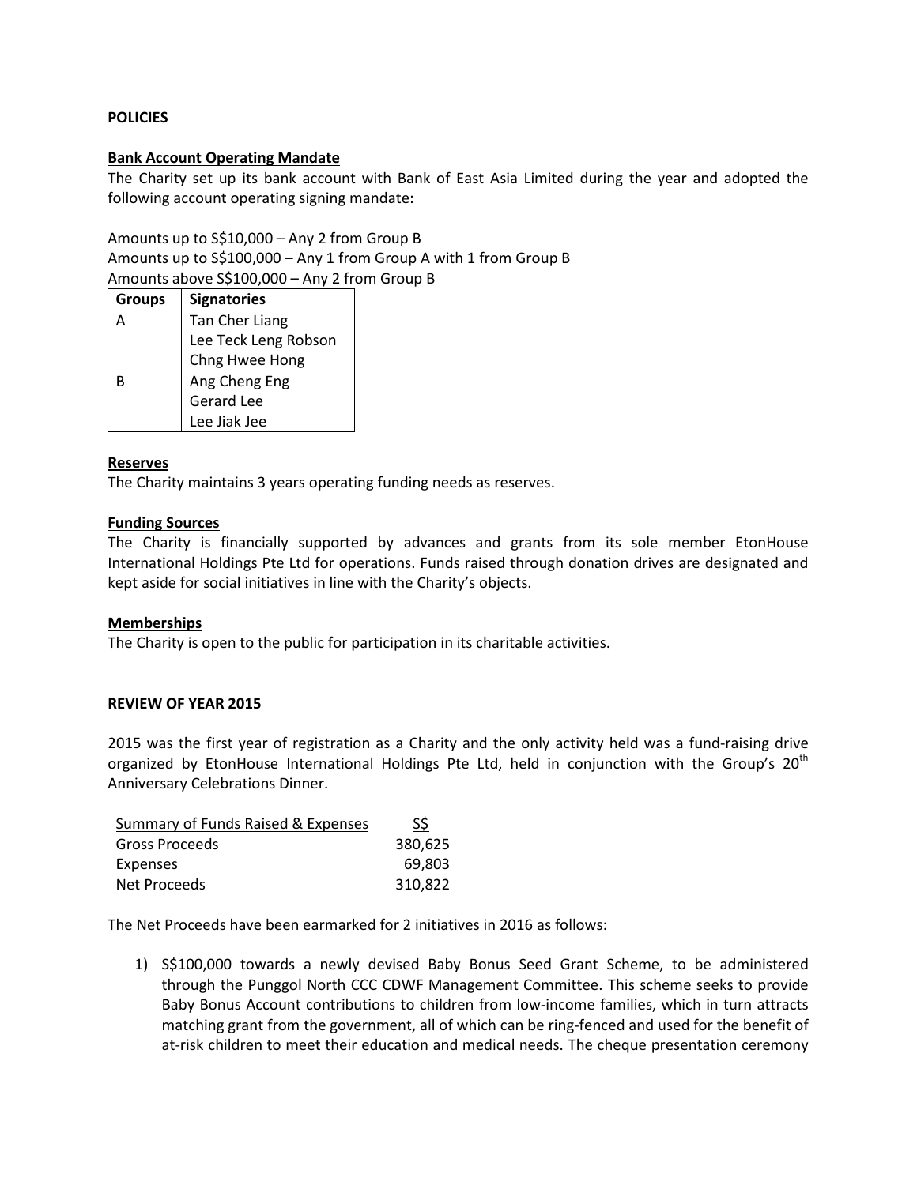**POLICIES**

**Bank Account Operating Mandate**

The Charity set up its bank account with Bank of East Asia Limited during the year and adopted the following account operating signing mandate:

Amounts up to S$10,000 – Any 2 from Group B
Amounts up to S$100,000 – Any 1 from Group A with 1 from Group B
Amounts above S$100,000 – Any 2 from Group B

| Groups | Signatories |
|---|---|
| A | Tan Cher Liang<br>Lee Teck Leng Robson<br>Chng Hwee Hong |
| B | Ang Cheng Eng<br>Gerard Lee<br>Lee Jiak Jee |

**Reserves**

The Charity maintains 3 years operating funding needs as reserves.

**Funding Sources**

The Charity is financially supported by advances and grants from its sole member EtonHouse International Holdings Pte Ltd for operations. Funds raised through donation drives are designated and kept aside for social initiatives in line with the Charity's objects.

**Memberships**

The Charity is open to the public for participation in its charitable activities.

**REVIEW OF YEAR 2015**

2015 was the first year of registration as a Charity and the only activity held was a fund-raising drive organized by EtonHouse International Holdings Pte Ltd, held in conjunction with the Group's 20th Anniversary Celebrations Dinner.

| Summary of Funds Raised & Expenses | S$ |
|---|---|
| Gross Proceeds | 380,625 |
| Expenses | 69,803 |
| Net Proceeds | 310,822 |

The Net Proceeds have been earmarked for 2 initiatives in 2016 as follows:

1) S$100,000 towards a newly devised Baby Bonus Seed Grant Scheme, to be administered through the Punggol North CCC CDWF Management Committee. This scheme seeks to provide Baby Bonus Account contributions to children from low-income families, which in turn attracts matching grant from the government, all of which can be ring-fenced and used for the benefit of at-risk children to meet their education and medical needs. The cheque presentation ceremony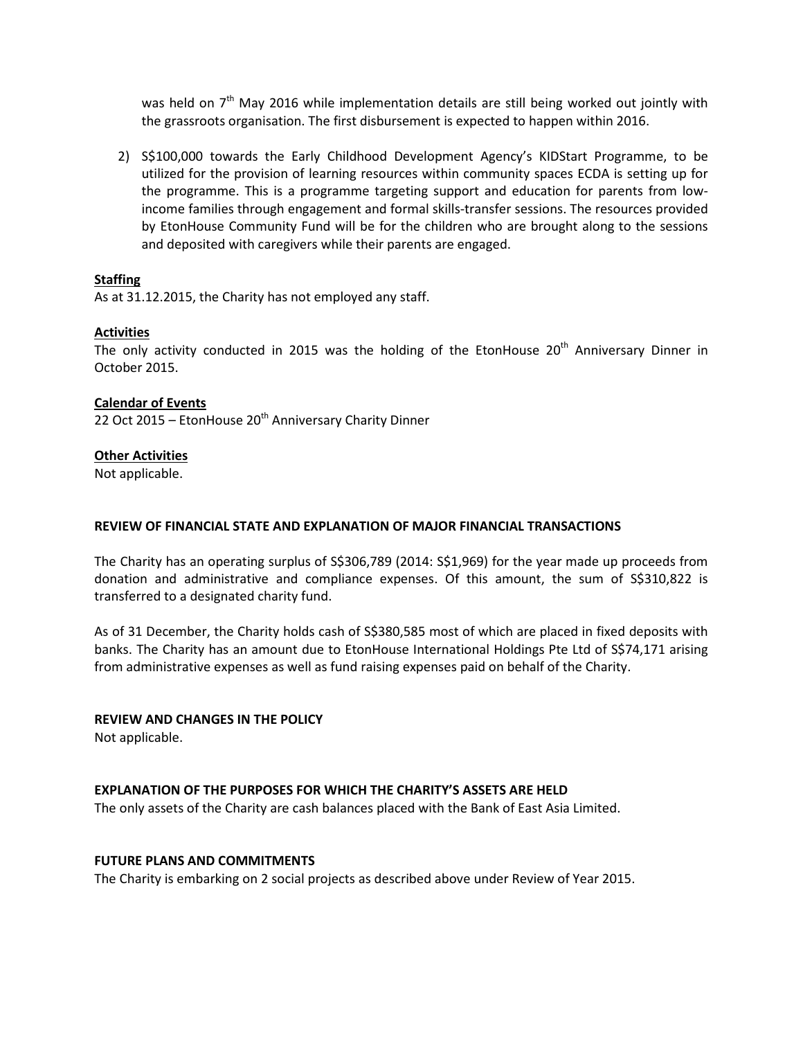was held on 7th May 2016 while implementation details are still being worked out jointly with the grassroots organisation. The first disbursement is expected to happen within 2016.

2) S$100,000 towards the Early Childhood Development Agency's KIDStart Programme, to be utilized for the provision of learning resources within community spaces ECDA is setting up for the programme. This is a programme targeting support and education for parents from low-income families through engagement and formal skills-transfer sessions. The resources provided by EtonHouse Community Fund will be for the children who are brought along to the sessions and deposited with caregivers while their parents are engaged.

**Staffing**

As at 31.12.2015, the Charity has not employed any staff.

**Activities**

The only activity conducted in 2015 was the holding of the EtonHouse 20th Anniversary Dinner in October 2015.

**Calendar of Events**

22 Oct 2015 – EtonHouse 20th Anniversary Charity Dinner

**Other Activities**

Not applicable.

## REVIEW OF FINANCIAL STATE AND EXPLANATION OF MAJOR FINANCIAL TRANSACTIONS

The Charity has an operating surplus of S$306,789 (2014: S$1,969) for the year made up proceeds from donation and administrative and compliance expenses. Of this amount, the sum of S$310,822 is transferred to a designated charity fund.

As of 31 December, the Charity holds cash of S$380,585 most of which are placed in fixed deposits with banks. The Charity has an amount due to EtonHouse International Holdings Pte Ltd of S$74,171 arising from administrative expenses as well as fund raising expenses paid on behalf of the Charity.

## REVIEW AND CHANGES IN THE POLICY

Not applicable.

## EXPLANATION OF THE PURPOSES FOR WHICH THE CHARITY'S ASSETS ARE HELD

The only assets of the Charity are cash balances placed with the Bank of East Asia Limited.

## FUTURE PLANS AND COMMITMENTS

The Charity is embarking on 2 social projects as described above under Review of Year 2015.